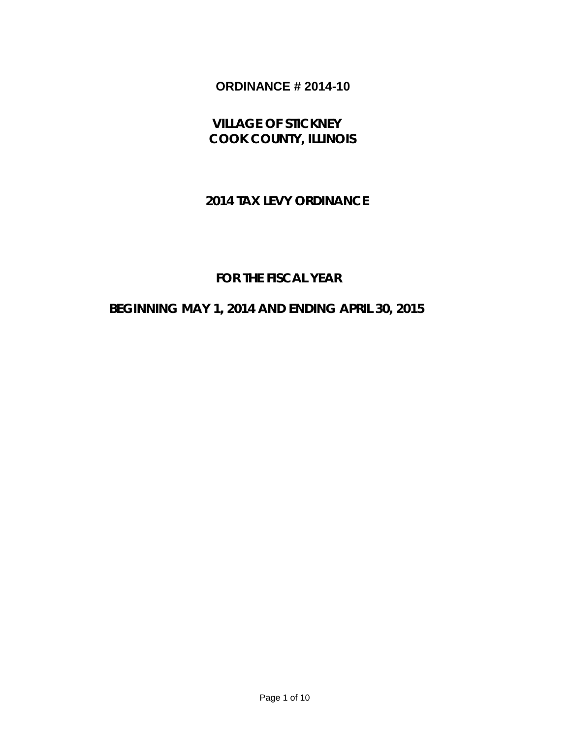# ORDINANCE # 2014-10

## VILLAGE OF STICKNEY
## COOK COUNTY, ILLINOIS

## 2014 TAX LEVY ORDINANCE

## FOR THE FISCAL YEAR

## BEGINNING MAY 1, 2014 AND ENDING APRIL 30, 2015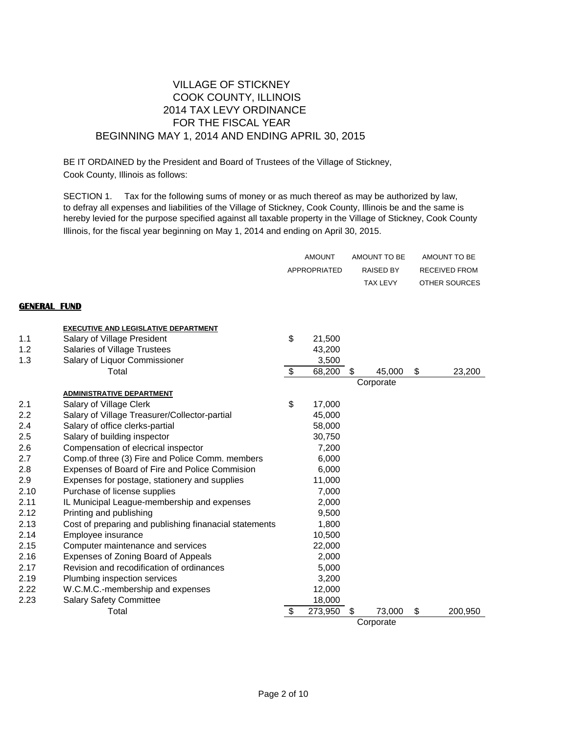# VILLAGE OF STICKNEY
# COOK COUNTY, ILLINOIS
# 2014 TAX LEVY ORDINANCE
# FOR THE FISCAL YEAR
# BEGINNING MAY 1, 2014 AND ENDING APRIL 30, 2015

BE IT ORDAINED by the President and Board of Trustees of the Village of Stickney, Cook County, Illinois as follows:

SECTION 1. Tax for the following sums of money or as much thereof as may be authorized by law, to defray all expenses and liabilities of the Village of Stickney, Cook County, Illinois be and the same is hereby levied for the purpose specified against all taxable property in the Village of Stickney, Cook County Illinois, for the fiscal year beginning on May 1, 2014 and ending on April 30, 2015.

| | | AMOUNT APPROPRIATED | AMOUNT TO BE RAISED BY TAX LEVY | AMOUNT TO BE RECEIVED FROM OTHER SOURCES |
|---|---|---|---|---|
| **GENERAL FUND** | | | | |
| | **EXECUTIVE AND LEGISLATIVE DEPARTMENT** | | | |
| 1.1 | Salary of Village President | $ 21,500 | | |
| 1.2 | Salaries of Village Trustees | 43,200 | | |
| 1.3 | Salary of Liquor Commissioner | 3,500 | | |
| | Total | $ 68,200 | $ 45,000 | $ 23,200 |
| | | | Corporate | |
| | **ADMINISTRATIVE DEPARTMENT** | | | |
| 2.1 | Salary of Village Clerk | $ 17,000 | | |
| 2.2 | Salary of Village Treasurer/Collector-partial | 45,000 | | |
| 2.4 | Salary of office clerks-partial | 58,000 | | |
| 2.5 | Salary of building inspector | 30,750 | | |
| 2.6 | Compensation of elecrical inspector | 7,200 | | |
| 2.7 | Comp.of three (3) Fire and Police Comm. members | 6,000 | | |
| 2.8 | Expenses of Board of Fire and Police Commision | 6,000 | | |
| 2.9 | Expenses for postage, stationery and supplies | 11,000 | | |
| 2.10 | Purchase of license supplies | 7,000 | | |
| 2.11 | IL Municipal League-membership and expenses | 2,000 | | |
| 2.12 | Printing and publishing | 9,500 | | |
| 2.13 | Cost of preparing and publishing finanacial statements | 1,800 | | |
| 2.14 | Employee insurance | 10,500 | | |
| 2.15 | Computer maintenance and services | 22,000 | | |
| 2.16 | Expenses of Zoning Board of Appeals | 2,000 | | |
| 2.17 | Revision and recodification of ordinances | 5,000 | | |
| 2.19 | Plumbing inspection services | 3,200 | | |
| 2.22 | W.C.M.C.-membership and expenses | 12,000 | | |
| 2.23 | Salary Safety Committee | 18,000 | | |
| | Total | $ 273,950 | $ 73,000 | $ 200,950 |
| | | | Corporate | |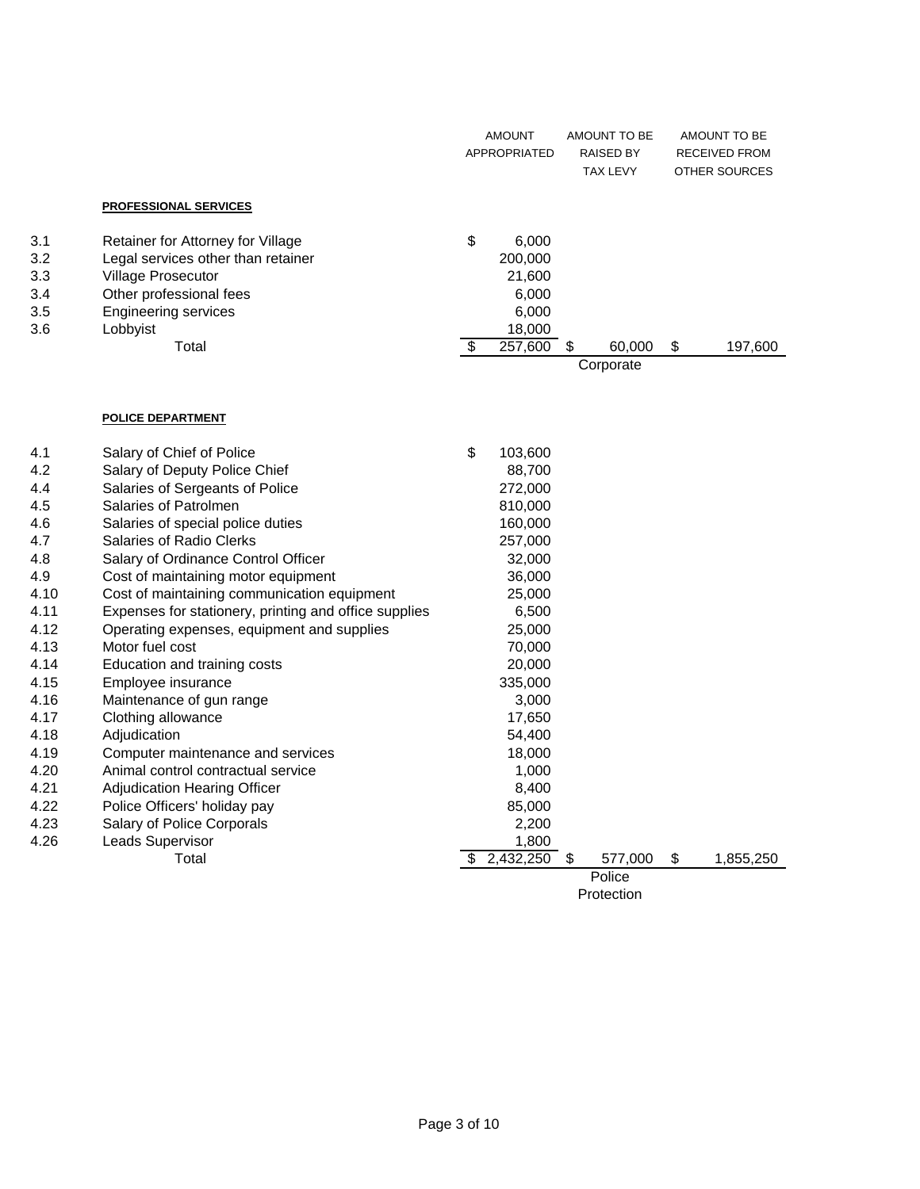| | | AMOUNT APPROPRIATED | AMOUNT TO BE RAISED BY TAX LEVY | AMOUNT TO BE RECEIVED FROM OTHER SOURCES |
|---|---|---|---|---|
| | **PROFESSIONAL SERVICES** | | | |
| 3.1 | Retainer for Attorney for Village | $ 6,000 | | |
| 3.2 | Legal services other than retainer | 200,000 | | |
| 3.3 | Village Prosecutor | 21,600 | | |
| 3.4 | Other professional fees | 6,000 | | |
| 3.5 | Engineering services | 6,000 | | |
| 3.6 | Lobbyist | 18,000 | | |
| | Total | $ 257,600 | $ 60,000 | $ 197,600 |
| | | | Corporate | |
| | **POLICE DEPARTMENT** | | | |
| 4.1 | Salary of Chief of Police | $ 103,600 | | |
| 4.2 | Salary of Deputy Police Chief | 88,700 | | |
| 4.4 | Salaries of Sergeants of Police | 272,000 | | |
| 4.5 | Salaries of Patrolmen | 810,000 | | |
| 4.6 | Salaries of special police duties | 160,000 | | |
| 4.7 | Salaries of Radio Clerks | 257,000 | | |
| 4.8 | Salary of Ordinance Control Officer | 32,000 | | |
| 4.9 | Cost of maintaining motor equipment | 36,000 | | |
| 4.10 | Cost of maintaining communication equipment | 25,000 | | |
| 4.11 | Expenses for stationery, printing and office supplies | 6,500 | | |
| 4.12 | Operating expenses, equipment and supplies | 25,000 | | |
| 4.13 | Motor fuel cost | 70,000 | | |
| 4.14 | Education and training costs | 20,000 | | |
| 4.15 | Employee insurance | 335,000 | | |
| 4.16 | Maintenance of gun range | 3,000 | | |
| 4.17 | Clothing allowance | 17,650 | | |
| 4.18 | Adjudication | 54,400 | | |
| 4.19 | Computer maintenance and services | 18,000 | | |
| 4.20 | Animal control contractual service | 1,000 | | |
| 4.21 | Adjudication Hearing Officer | 8,400 | | |
| 4.22 | Police Officers' holiday pay | 85,000 | | |
| 4.23 | Salary of Police Corporals | 2,200 | | |
| 4.26 | Leads Supervisor | 1,800 | | |
| | Total | $ 2,432,250 | $ 577,000 | $ 1,855,250 |
| | | | Police Protection | |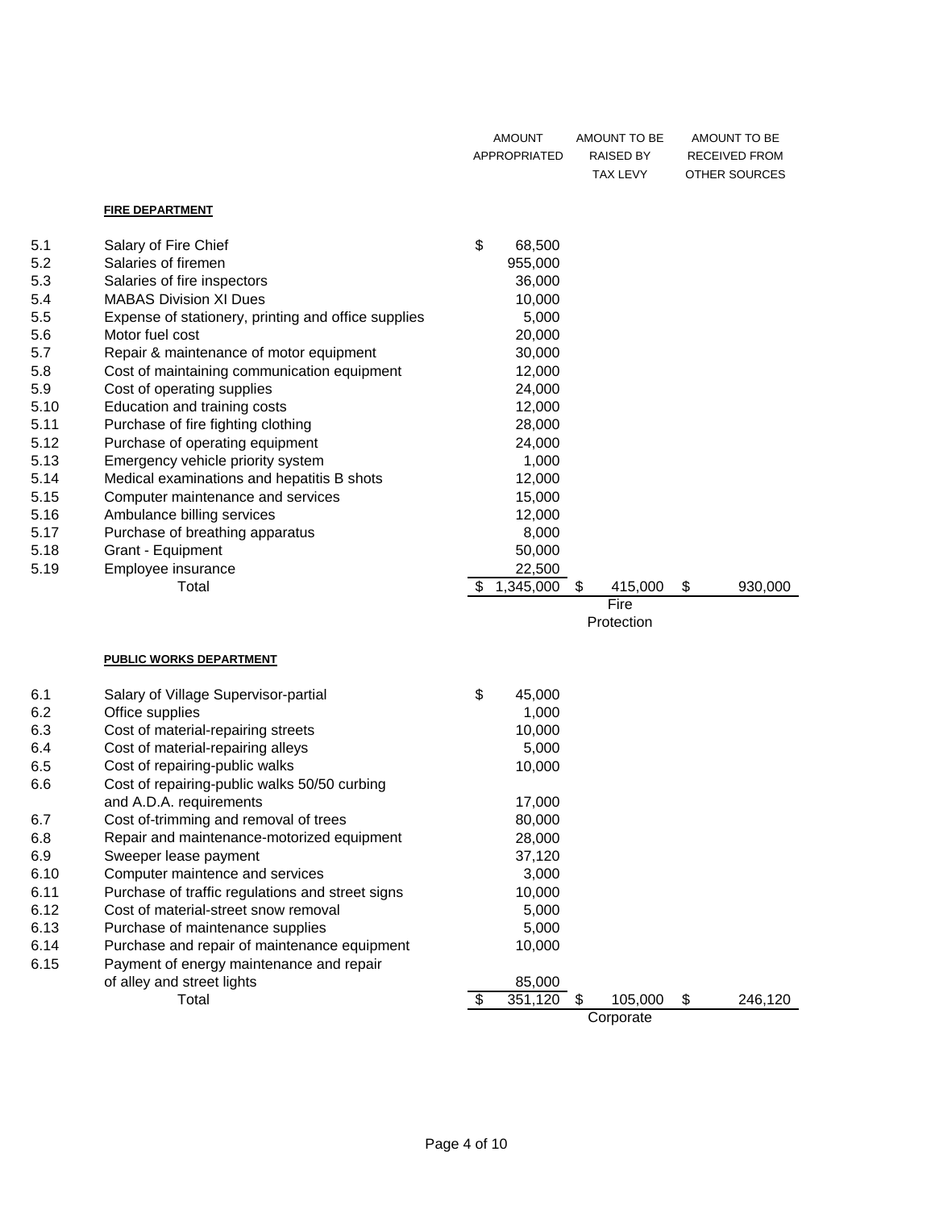| | | AMOUNT APPROPRIATED | AMOUNT TO BE RAISED BY TAX LEVY | AMOUNT TO BE RECEIVED FROM OTHER SOURCES |
|---|---|---|---|---|
| | **FIRE DEPARTMENT** | | | |
| 5.1 | Salary of Fire Chief | $ 68,500 | | |
| 5.2 | Salaries of firemen | 955,000 | | |
| 5.3 | Salaries of fire inspectors | 36,000 | | |
| 5.4 | MABAS Division XI Dues | 10,000 | | |
| 5.5 | Expense of stationery, printing and office supplies | 5,000 | | |
| 5.6 | Motor fuel cost | 20,000 | | |
| 5.7 | Repair & maintenance of motor equipment | 30,000 | | |
| 5.8 | Cost of maintaining communication equipment | 12,000 | | |
| 5.9 | Cost of operating supplies | 24,000 | | |
| 5.10 | Education and training costs | 12,000 | | |
| 5.11 | Purchase of fire fighting clothing | 28,000 | | |
| 5.12 | Purchase of operating equipment | 24,000 | | |
| 5.13 | Emergency vehicle priority system | 1,000 | | |
| 5.14 | Medical examinations and hepatitis B shots | 12,000 | | |
| 5.15 | Computer maintenance and services | 15,000 | | |
| 5.16 | Ambulance billing services | 12,000 | | |
| 5.17 | Purchase of breathing apparatus | 8,000 | | |
| 5.18 | Grant - Equipment | 50,000 | | |
| 5.19 | Employee insurance | 22,500 | | |
| | Total | $ 1,345,000 | $ 415,000 | $ 930,000 |
| | | | Fire Protection | |

| | | AMOUNT APPROPRIATED | AMOUNT TO BE RAISED BY TAX LEVY | AMOUNT TO BE RECEIVED FROM OTHER SOURCES |
|---|---|---|---|---|
| | **PUBLIC WORKS DEPARTMENT** | | | |
| 6.1 | Salary of Village Supervisor-partial | $ 45,000 | | |
| 6.2 | Office supplies | 1,000 | | |
| 6.3 | Cost of material-repairing streets | 10,000 | | |
| 6.4 | Cost of material-repairing alleys | 5,000 | | |
| 6.5 | Cost of repairing-public walks | 10,000 | | |
| 6.6 | Cost of repairing-public walks 50/50 curbing and A.D.A. requirements | 17,000 | | |
| 6.7 | Cost of-trimming and removal of trees | 80,000 | | |
| 6.8 | Repair and maintenance-motorized equipment | 28,000 | | |
| 6.9 | Sweeper lease payment | 37,120 | | |
| 6.10 | Computer maintence and services | 3,000 | | |
| 6.11 | Purchase of traffic regulations and street signs | 10,000 | | |
| 6.12 | Cost of material-street snow removal | 5,000 | | |
| 6.13 | Purchase of maintenance supplies | 5,000 | | |
| 6.14 | Purchase and repair of maintenance equipment | 10,000 | | |
| 6.15 | Payment of energy maintenance and repair of alley and street lights | 85,000 | | |
| | Total | $ 351,120 | $ 105,000 | $ 246,120 |
| | | | Corporate | |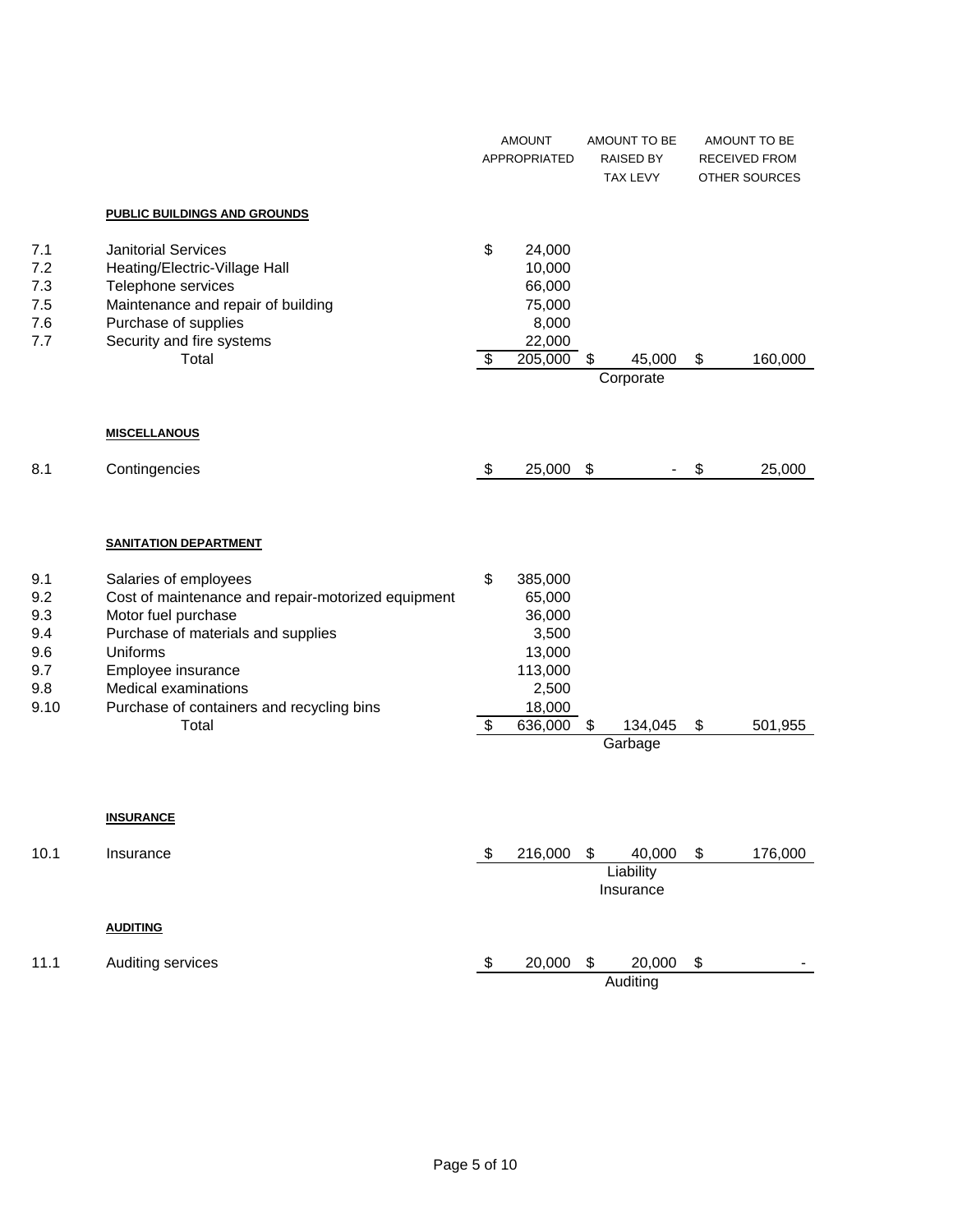| | | AMOUNT APPROPRIATED | AMOUNT TO BE RAISED BY TAX LEVY | AMOUNT TO BE RECEIVED FROM OTHER SOURCES |
|---|---|---|---|---|
| | **PUBLIC BUILDINGS AND GROUNDS** | | | |
| 7.1 | Janitorial Services | $ 24,000 | | |
| 7.2 | Heating/Electric-Village Hall | 10,000 | | |
| 7.3 | Telephone services | 66,000 | | |
| 7.5 | Maintenance and repair of building | 75,000 | | |
| 7.6 | Purchase of supplies | 8,000 | | |
| 7.7 | Security and fire systems | 22,000 | | |
| | Total | $ 205,000 | $ 45,000 | $ 160,000 |
| | | | Corporate | |
| | **MISCELLANOUS** | | | |
| 8.1 | Contingencies | $ 25,000 | $ - | $ 25,000 |
| | **SANITATION DEPARTMENT** | | | |
| 9.1 | Salaries of employees | $ 385,000 | | |
| 9.2 | Cost of maintenance and repair-motorized equipment | 65,000 | | |
| 9.3 | Motor fuel purchase | 36,000 | | |
| 9.4 | Purchase of materials and supplies | 3,500 | | |
| 9.6 | Uniforms | 13,000 | | |
| 9.7 | Employee insurance | 113,000 | | |
| 9.8 | Medical examinations | 2,500 | | |
| 9.10 | Purchase of containers and recycling bins | 18,000 | | |
| | Total | $ 636,000 | $ 134,045 | $ 501,955 |
| | | | Garbage | |
| | **INSURANCE** | | | |
| 10.1 | Insurance | $ 216,000 | $ 40,000 | $ 176,000 |
| | | | Liability Insurance | |
| | **AUDITING** | | | |
| 11.1 | Auditing services | $ 20,000 | $ 20,000 | $ - |
| | | | Auditing | |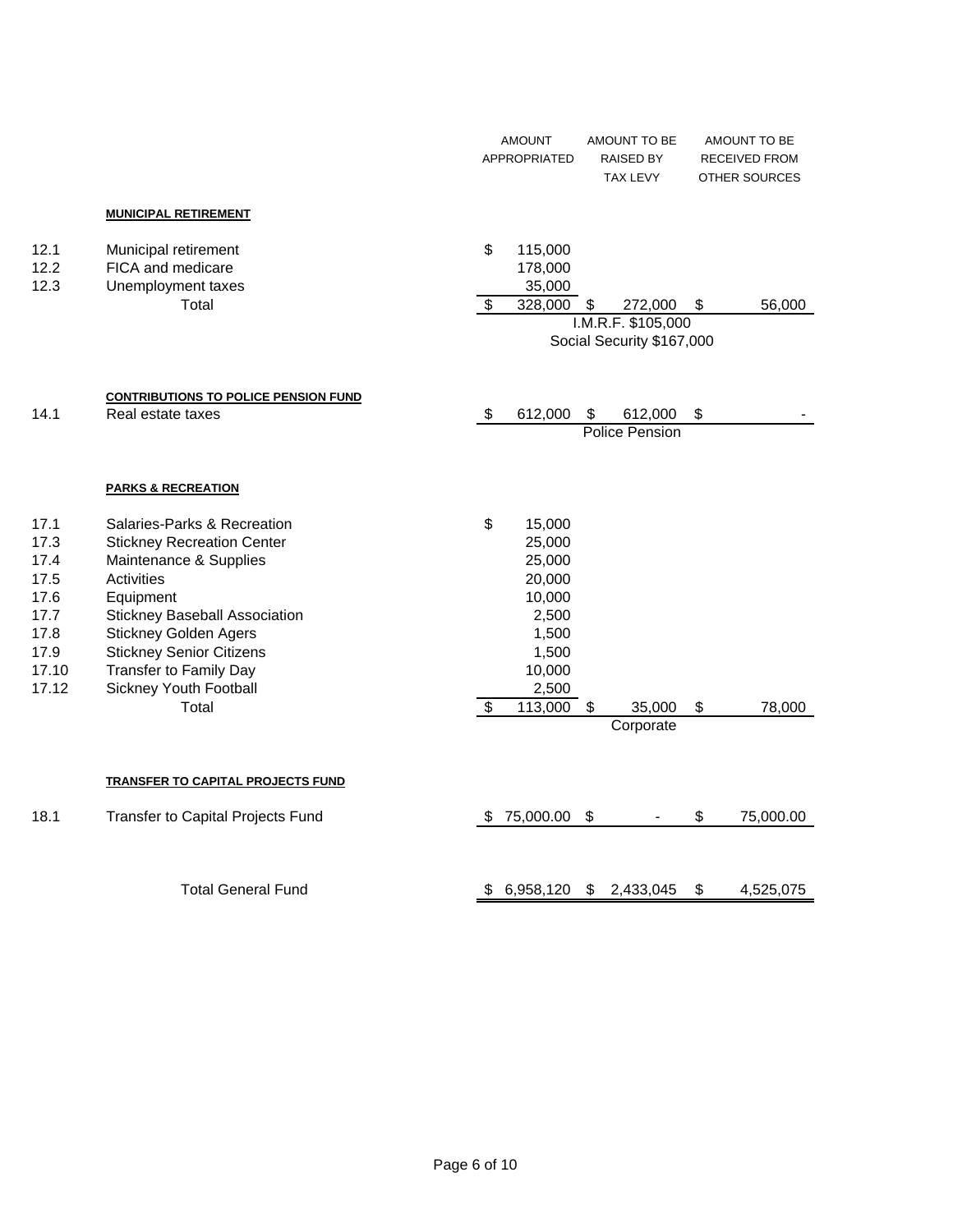| | | AMOUNT APPROPRIATED | AMOUNT TO BE RAISED BY TAX LEVY | AMOUNT TO BE RECEIVED FROM OTHER SOURCES |
|---|---|---|---|---|
| | **MUNICIPAL RETIREMENT** | | | |
| 12.1 | Municipal retirement | $ 115,000 | | |
| 12.2 | FICA and medicare | 178,000 | | |
| 12.3 | Unemployment taxes | 35,000 | | |
| | Total | $ 328,000 | $ 272,000 | $ 56,000 |
| | | | I.M.R.F. $105,000 | |
| | | | Social Security $167,000 | |
| | **CONTRIBUTIONS TO POLICE PENSION FUND** | | | |
| 14.1 | Real estate taxes | $ 612,000 | $ 612,000 | $ - |
| | | | Police Pension | |
| | **PARKS & RECREATION** | | | |
| 17.1 | Salaries-Parks & Recreation | $ 15,000 | | |
| 17.3 | Stickney Recreation Center | 25,000 | | |
| 17.4 | Maintenance & Supplies | 25,000 | | |
| 17.5 | Activities | 20,000 | | |
| 17.6 | Equipment | 10,000 | | |
| 17.7 | Stickney Baseball Association | 2,500 | | |
| 17.8 | Stickney Golden Agers | 1,500 | | |
| 17.9 | Stickney Senior Citizens | 1,500 | | |
| 17.10 | Transfer to Family Day | 10,000 | | |
| 17.12 | Sickney Youth Football | 2,500 | | |
| | Total | $ 113,000 | $ 35,000 | $ 78,000 |
| | | | Corporate | |
| | **TRANSFER TO CAPITAL PROJECTS FUND** | | | |
| 18.1 | Transfer to Capital Projects Fund | $ 75,000.00 | $ - | $ 75,000.00 |
| | Total General Fund | $ 6,958,120 | $ 2,433,045 | $ 4,525,075 |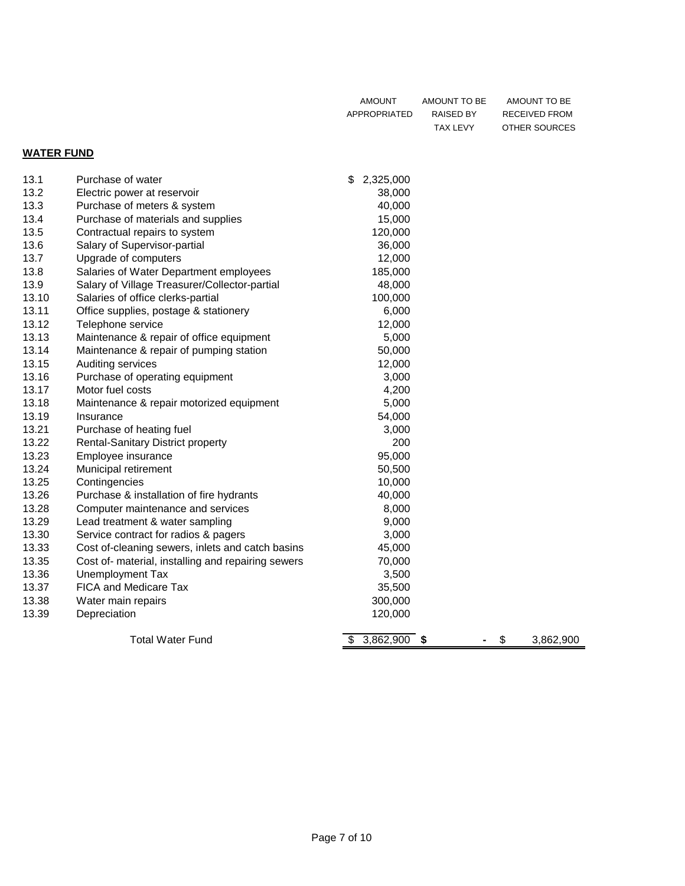## WATER FUND

| | | AMOUNT APPROPRIATED | AMOUNT TO BE RAISED BY TAX LEVY | AMOUNT TO BE RECEIVED FROM OTHER SOURCES |
|---|---|---|---|---|
| 13.1 | Purchase of water | $ 2,325,000 | | |
| 13.2 | Electric power at reservoir | 38,000 | | |
| 13.3 | Purchase of meters & system | 40,000 | | |
| 13.4 | Purchase of materials and supplies | 15,000 | | |
| 13.5 | Contractual repairs to system | 120,000 | | |
| 13.6 | Salary of Supervisor-partial | 36,000 | | |
| 13.7 | Upgrade of computers | 12,000 | | |
| 13.8 | Salaries of Water Department employees | 185,000 | | |
| 13.9 | Salary of Village Treasurer/Collector-partial | 48,000 | | |
| 13.10 | Salaries of office clerks-partial | 100,000 | | |
| 13.11 | Office supplies, postage & stationery | 6,000 | | |
| 13.12 | Telephone service | 12,000 | | |
| 13.13 | Maintenance & repair of office equipment | 5,000 | | |
| 13.14 | Maintenance & repair of pumping station | 50,000 | | |
| 13.15 | Auditing services | 12,000 | | |
| 13.16 | Purchase of operating equipment | 3,000 | | |
| 13.17 | Motor fuel costs | 4,200 | | |
| 13.18 | Maintenance & repair motorized equipment | 5,000 | | |
| 13.19 | Insurance | 54,000 | | |
| 13.21 | Purchase of heating fuel | 3,000 | | |
| 13.22 | Rental-Sanitary District property | 200 | | |
| 13.23 | Employee insurance | 95,000 | | |
| 13.24 | Municipal retirement | 50,500 | | |
| 13.25 | Contingencies | 10,000 | | |
| 13.26 | Purchase & installation of fire hydrants | 40,000 | | |
| 13.28 | Computer maintenance and services | 8,000 | | |
| 13.29 | Lead treatment & water sampling | 9,000 | | |
| 13.30 | Service contract for radios & pagers | 3,000 | | |
| 13.33 | Cost of-cleaning sewers, inlets and catch basins | 45,000 | | |
| 13.35 | Cost of- material, installing and repairing sewers | 70,000 | | |
| 13.36 | Unemployment Tax | 3,500 | | |
| 13.37 | FICA and Medicare Tax | 35,500 | | |
| 13.38 | Water main repairs | 300,000 | | |
| 13.39 | Depreciation | 120,000 | | |
| | Total Water Fund | $ 3,862,900 | **$ -** | $ 3,862,900 |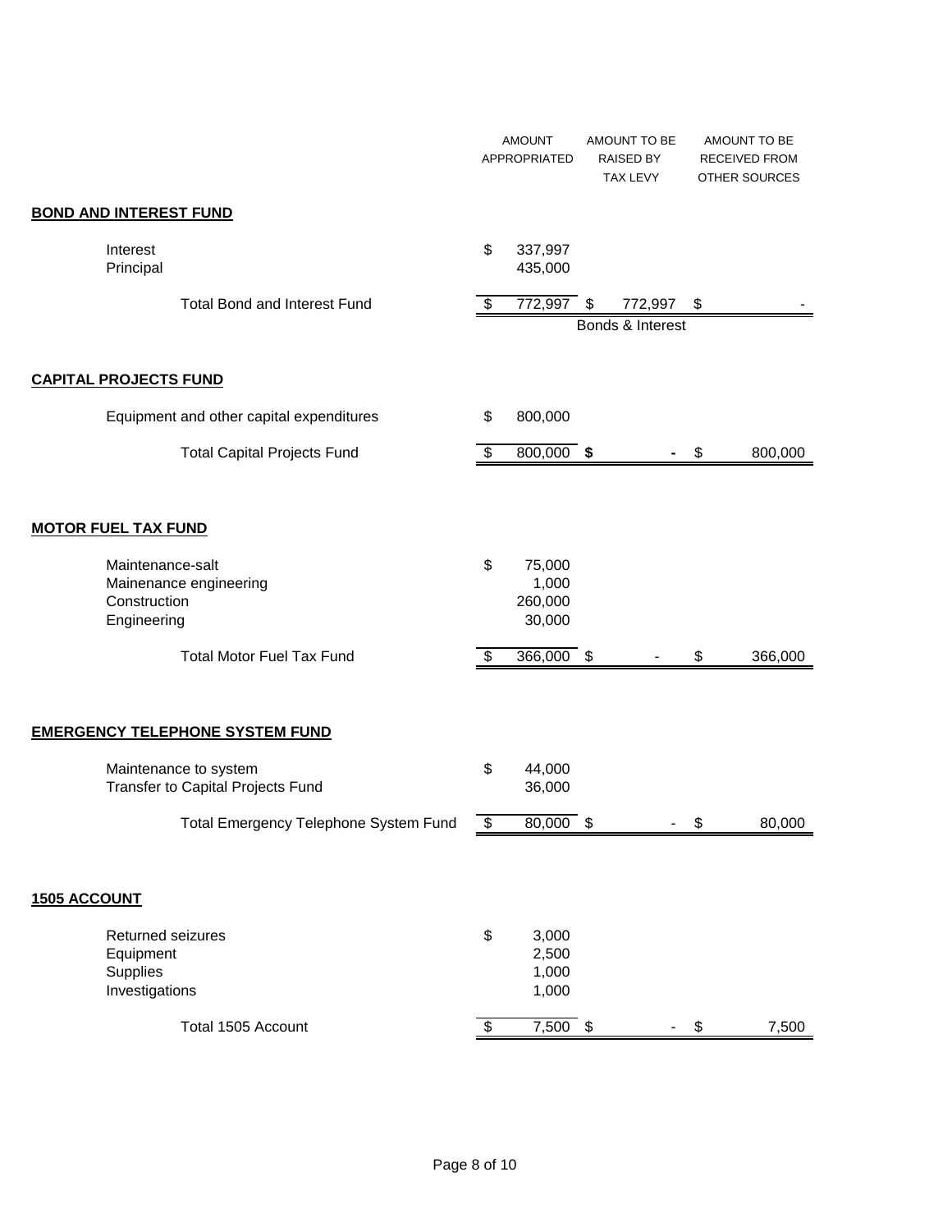| | AMOUNT APPROPRIATED | AMOUNT TO BE RAISED BY TAX LEVY | AMOUNT TO BE RECEIVED FROM OTHER SOURCES |
|---|---|---|---|
| **BOND AND INTEREST FUND** | | | |
| Interest | $ 337,997 | | |
| Principal | 435,000 | | |
| Total Bond and Interest Fund | $ 772,997 | $ 772,997 | $ - |
| | | Bonds & Interest | |
| **CAPITAL PROJECTS FUND** | | | |
| Equipment and other capital expenditures | $ 800,000 | | |
| Total Capital Projects Fund | $ 800,000 | **$ -** | $ 800,000 |
| **MOTOR FUEL TAX FUND** | | | |
| Maintenance-salt | $ 75,000 | | |
| Mainenance engineering | 1,000 | | |
| Construction | 260,000 | | |
| Engineering | 30,000 | | |
| Total Motor Fuel Tax Fund | $ 366,000 | $ - | $ 366,000 |
| **EMERGENCY TELEPHONE SYSTEM FUND** | | | |
| Maintenance to system | $ 44,000 | | |
| Transfer to Capital Projects Fund | 36,000 | | |
| Total Emergency Telephone System Fund | $ 80,000 | $ - | $ 80,000 |
| **1505 ACCOUNT** | | | |
| Returned seizures | $ 3,000 | | |
| Equipment | 2,500 | | |
| Supplies | 1,000 | | |
| Investigations | 1,000 | | |
| Total 1505 Account | $ 7,500 | $ - | $ 7,500 |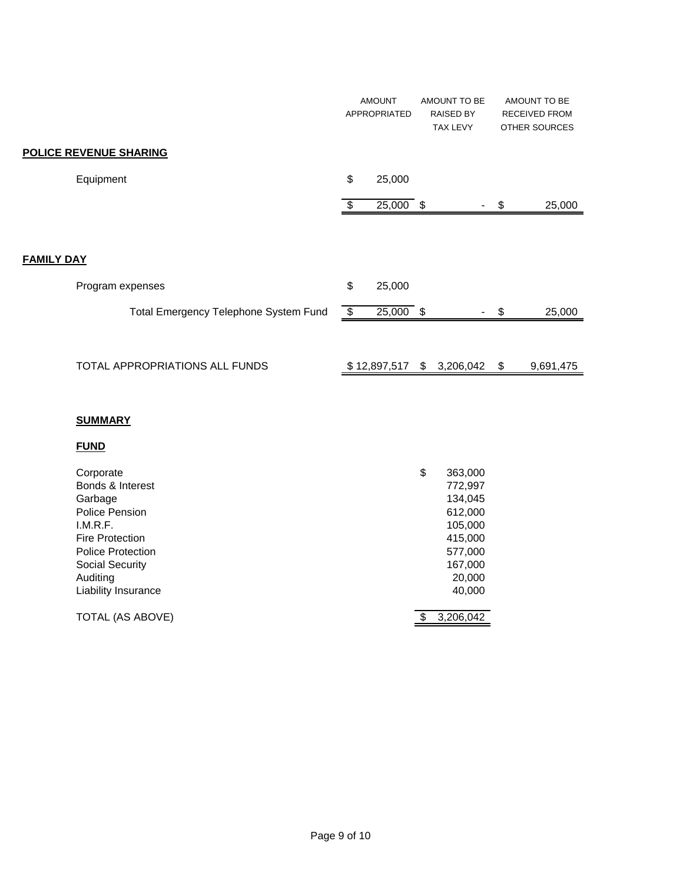| | AMOUNT APPROPRIATED | AMOUNT TO BE RAISED BY TAX LEVY | AMOUNT TO BE RECEIVED FROM OTHER SOURCES |
|---|---|---|---|
| **POLICE REVENUE SHARING** | | | |
| Equipment | $ 25,000 | | |
| | $ 25,000 | $ - | $ 25,000 |
| **FAMILY DAY** | | | |
| Program expenses | $ 25,000 | | |
| Total Emergency Telephone System Fund | $ 25,000 | $ - | $ 25,000 |
| TOTAL APPROPRIATIONS ALL FUNDS | $ 12,897,517 | $ 3,206,042 | $ 9,691,475 |

**SUMMARY**

| **FUND** | |
|---|---|
| Corporate | $ 363,000 |
| Bonds & Interest | 772,997 |
| Garbage | 134,045 |
| Police Pension | 612,000 |
| I.M.R.F. | 105,000 |
| Fire Protection | 415,000 |
| Police Protection | 577,000 |
| Social Security | 167,000 |
| Auditing | 20,000 |
| Liability Insurance | 40,000 |
| TOTAL (AS ABOVE) | $ 3,206,042 |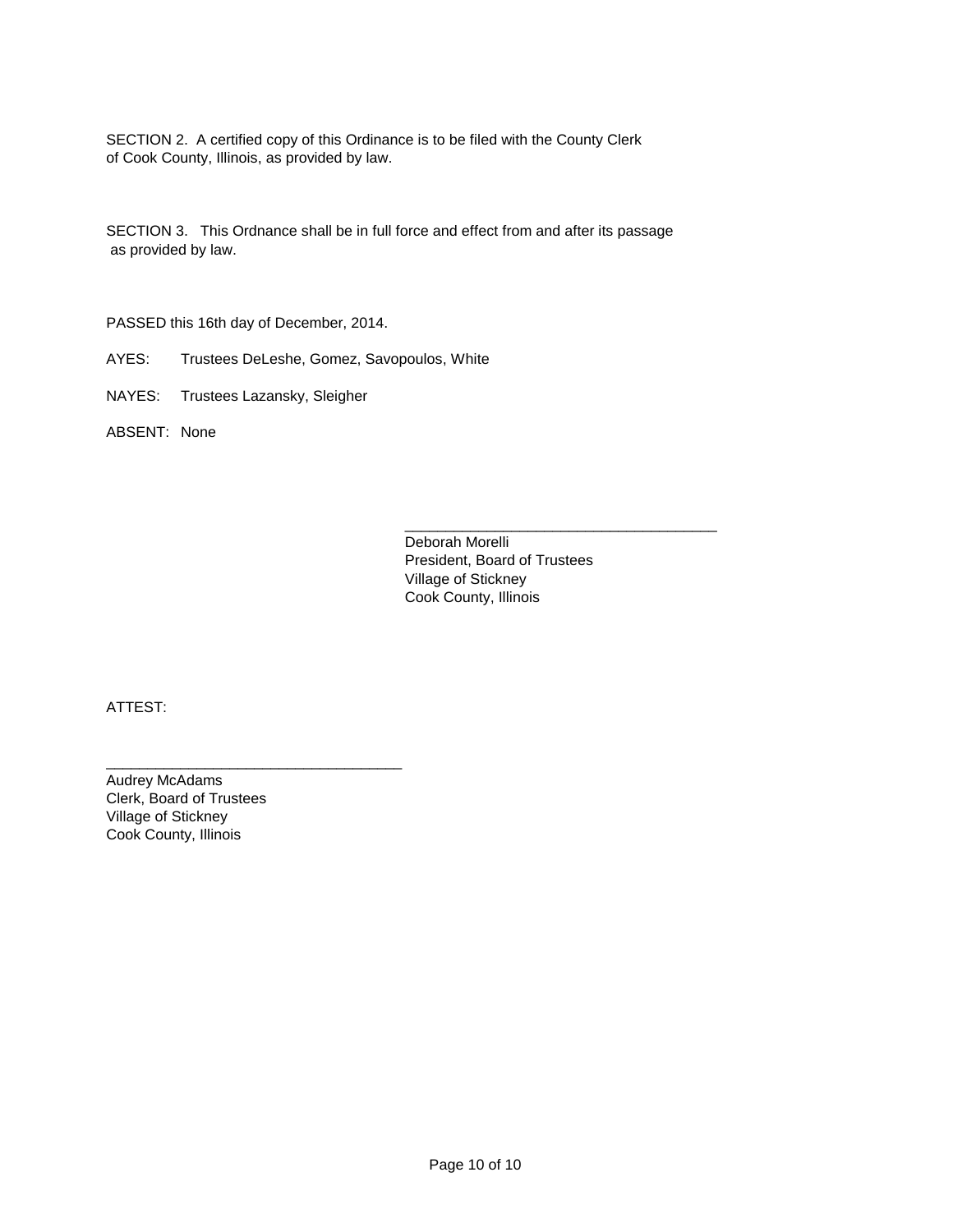SECTION 2. A certified copy of this Ordinance is to be filed with the County Clerk of Cook County, Illinois, as provided by law.

SECTION 3. This Ordnance shall be in full force and effect from and after its passage as provided by law.

PASSED this 16th day of December, 2014.

AYES: Trustees DeLeshe, Gomez, Savopoulos, White

NAYES: Trustees Lazansky, Sleigher

ABSENT: None

______________________________________
Deborah Morelli
President, Board of Trustees
Village of Stickney
Cook County, Illinois

ATTEST:

______________________________________
Audrey McAdams
Clerk, Board of Trustees
Village of Stickney
Cook County, Illinois